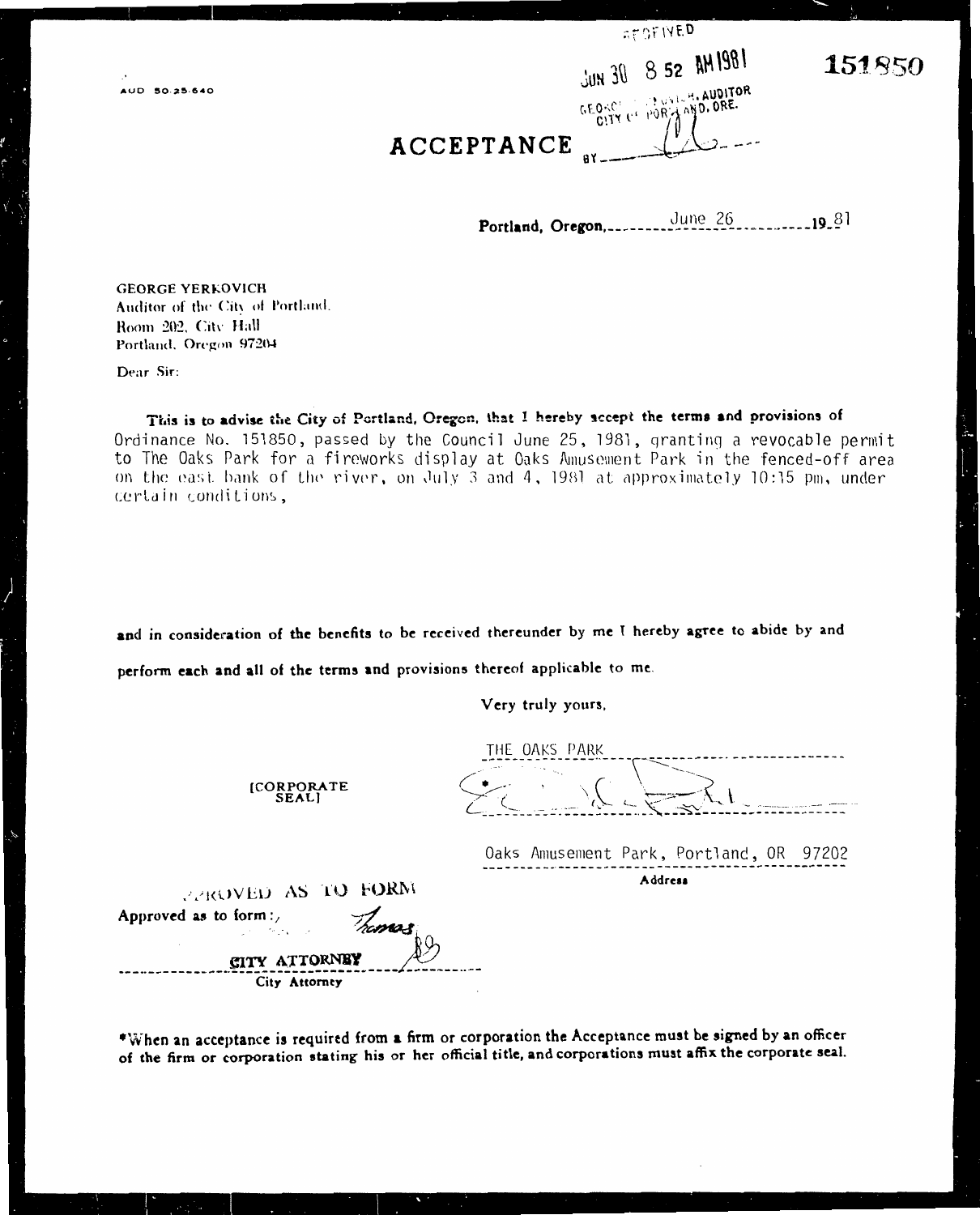AUD 50.25.640

RECEIVED

JUN 30 8 52 AM 1981

GEORGE YERKOVICH, AUDITOR
CITY OF PORTLAND, ORE.

BY

**151850**

# ACCEPTANCE

**Portland, Oregon,** June 26 **19**81

GEORGE YERKOVICH
Auditor of the City of Portland.
Room 202, City Hall
Portland, Oregon 97204

Dear Sir:

**This is to advise the City of Portland, Oregon, that I hereby accept the terms and provisions of** Ordinance No. 151850, passed by the Council June 25, 1981, granting a revocable permit to The Oaks Park for a fireworks display at Oaks Amusement Park in the fenced-off area on the east bank of the river, on July 3 and 4, 1981 at approximately 10:15 pm, under certain conditions,

**and in consideration of the benefits to be received thereunder by me I hereby agree to abide by and perform each and all of the terms and provisions thereof applicable to me.**

Very truly yours,

THE OAKS PARK

[CORPORATE SEAL]

Oaks Amusement Park, Portland, OR 97202
Address

APPROVED AS TO FORM

Approved as to form:

CITY ATTORNEY
City Attorney

\*When an acceptance is required from a firm or corporation the Acceptance must be signed by an officer of the firm or corporation stating his or her official title, and corporations must affix the corporate seal.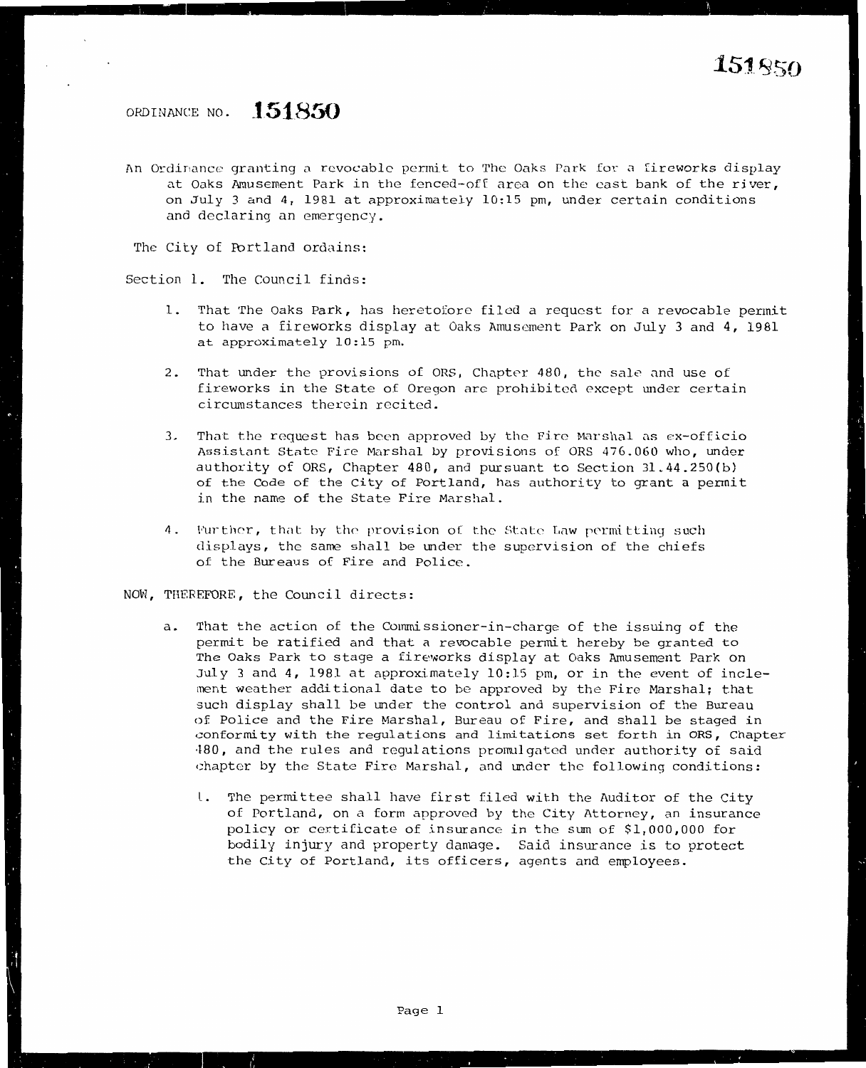ORDINANCE NO. **151850**

An Ordinance granting a revocable permit to The Oaks Park for a fireworks display at Oaks Amusement Park in the fenced-off area on the east bank of the river, on July 3 and 4, 1981 at approximately 10:15 pm, under certain conditions and declaring an emergency.

The City of Portland ordains:

Section 1. The Council finds:

1. That The Oaks Park, has heretofore filed a request for a revocable permit to have a fireworks display at Oaks Amusement Park on July 3 and 4, 1981 at approximately 10:15 pm.

2. That under the provisions of ORS, Chapter 480, the sale and use of fireworks in the State of Oregon are prohibited except under certain circumstances therein recited.

3. That the request has been approved by the Fire Marshal as ex-officio Assistant State Fire Marshal by provisions of ORS 476.060 who, under authority of ORS, Chapter 480, and pursuant to Section 31.44.250(b) of the Code of the City of Portland, has authority to grant a permit in the name of the State Fire Marshal.

4. Further, that by the provision of the State Law permitting such displays, the same shall be under the supervision of the chiefs of the Bureaus of Fire and Police.

NOW, THEREFORE, the Council directs:

a. That the action of the Commissioner-in-charge of the issuing of the permit be ratified and that a revocable permit hereby be granted to The Oaks Park to stage a fireworks display at Oaks Amusement Park on July 3 and 4, 1981 at approximately 10:15 pm, or in the event of inclement weather additional date to be approved by the Fire Marshal; that such display shall be under the control and supervision of the Bureau of Police and the Fire Marshal, Bureau of Fire, and shall be staged in conformity with the regulations and limitations set forth in ORS, Chapter 480, and the rules and regulations promulgated under authority of said chapter by the State Fire Marshal, and under the following conditions:

   1. The permittee shall have first filed with the Auditor of the City of Portland, on a form approved by the City Attorney, an insurance policy or certificate of insurance in the sum of $1,000,000 for bodily injury and property damage. Said insurance is to protect the City of Portland, its officers, agents and employees.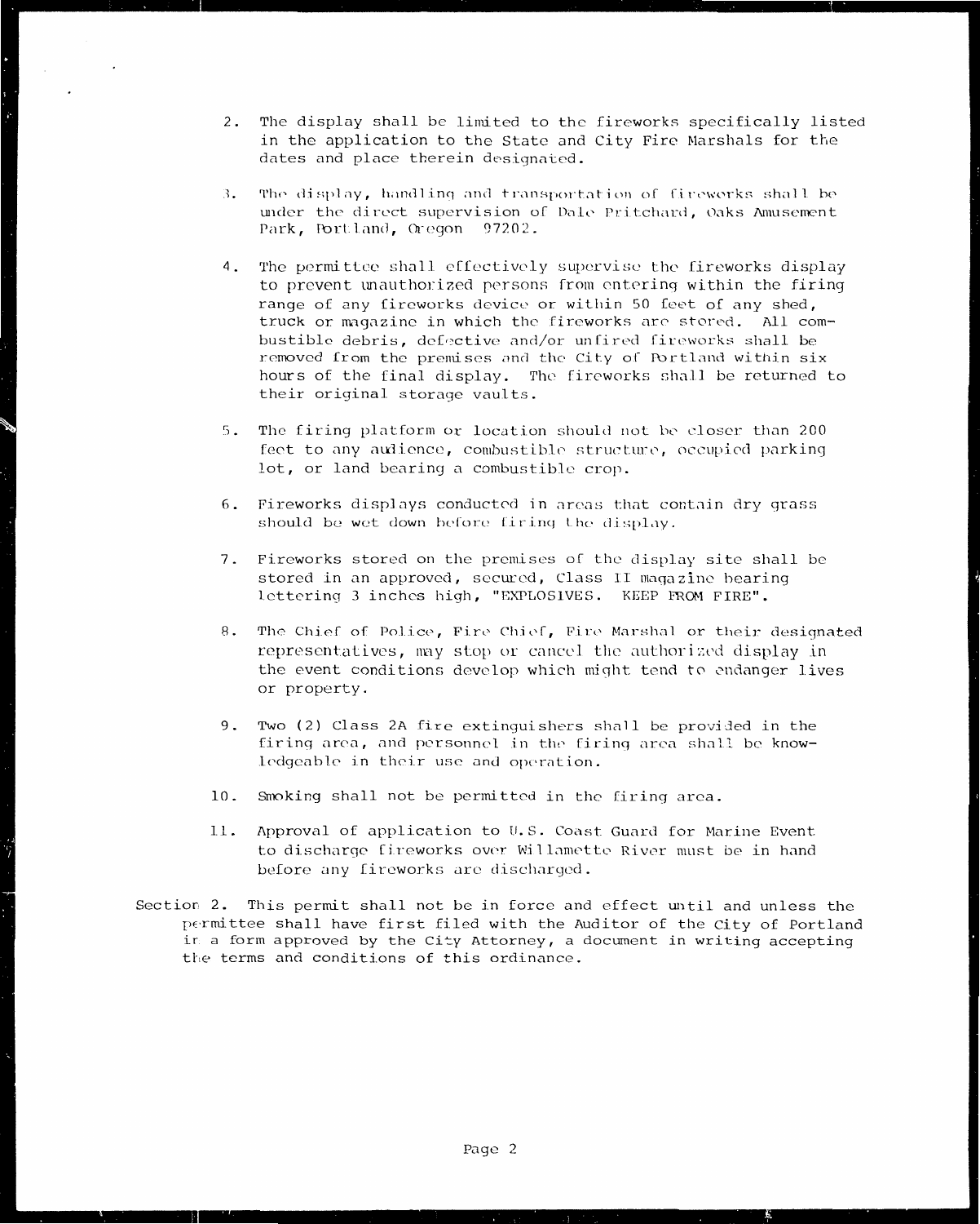2. The display shall be limited to the fireworks specifically listed in the application to the State and City Fire Marshals for the dates and place therein designated.

3. The display, handling and transportation of fireworks shall be under the direct supervision of Dale Pritchard, Oaks Amusement Park, Portland, Oregon 97202.

4. The permittee shall effectively supervise the fireworks display to prevent unauthorized persons from entering within the firing range of any fireworks device or within 50 feet of any shed, truck or magazine in which the fireworks are stored. All combustible debris, defective and/or unfired fireworks shall be removed from the premises and the City of Portland within six hours of the final display. The fireworks shall be returned to their original storage vaults.

5. The firing platform or location should not be closer than 200 feet to any audience, combustible structure, occupied parking lot, or land bearing a combustible crop.

6. Fireworks displays conducted in areas that contain dry grass should be wet down before firing the display.

7. Fireworks stored on the premises of the display site shall be stored in an approved, secured, Class II magazine bearing lettering 3 inches high, "EXPLOSIVES. KEEP FROM FIRE".

8. The Chief of Police, Fire Chief, Fire Marshal or their designated representatives, may stop or cancel the authorized display in the event conditions develop which might tend to endanger lives or property.

9. Two (2) Class 2A fire extinguishers shall be provided in the firing area, and personnel in the firing area shall be knowledgeable in their use and operation.

10. Smoking shall not be permitted in the firing area.

11. Approval of application to U.S. Coast Guard for Marine Event to discharge fireworks over Willamette River must be in hand before any fireworks are discharged.

Section 2. This permit shall not be in force and effect until and unless the permittee shall have first filed with the Auditor of the City of Portland in a form approved by the City Attorney, a document in writing accepting the terms and conditions of this ordinance.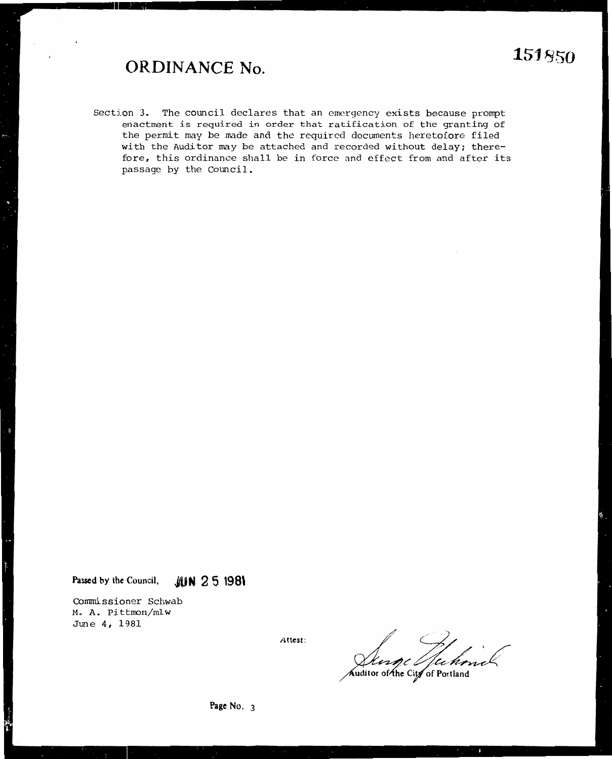# ORDINANCE No. 151850

Section 3. The council declares that an emergency exists because prompt enactment is required in order that ratification of the granting of the permit may be made and the required documents heretofore filed with the Auditor may be attached and recorded without delay; therefore, this ordinance shall be in force and effect from and after its passage by the Council.

Passed by the Council, **JUN 25 1981**

Commissioner Schwab
M. A. Pittmon/mlw
June 4, 1981

Attest:

Auditor of the City of Portland

Page No. 3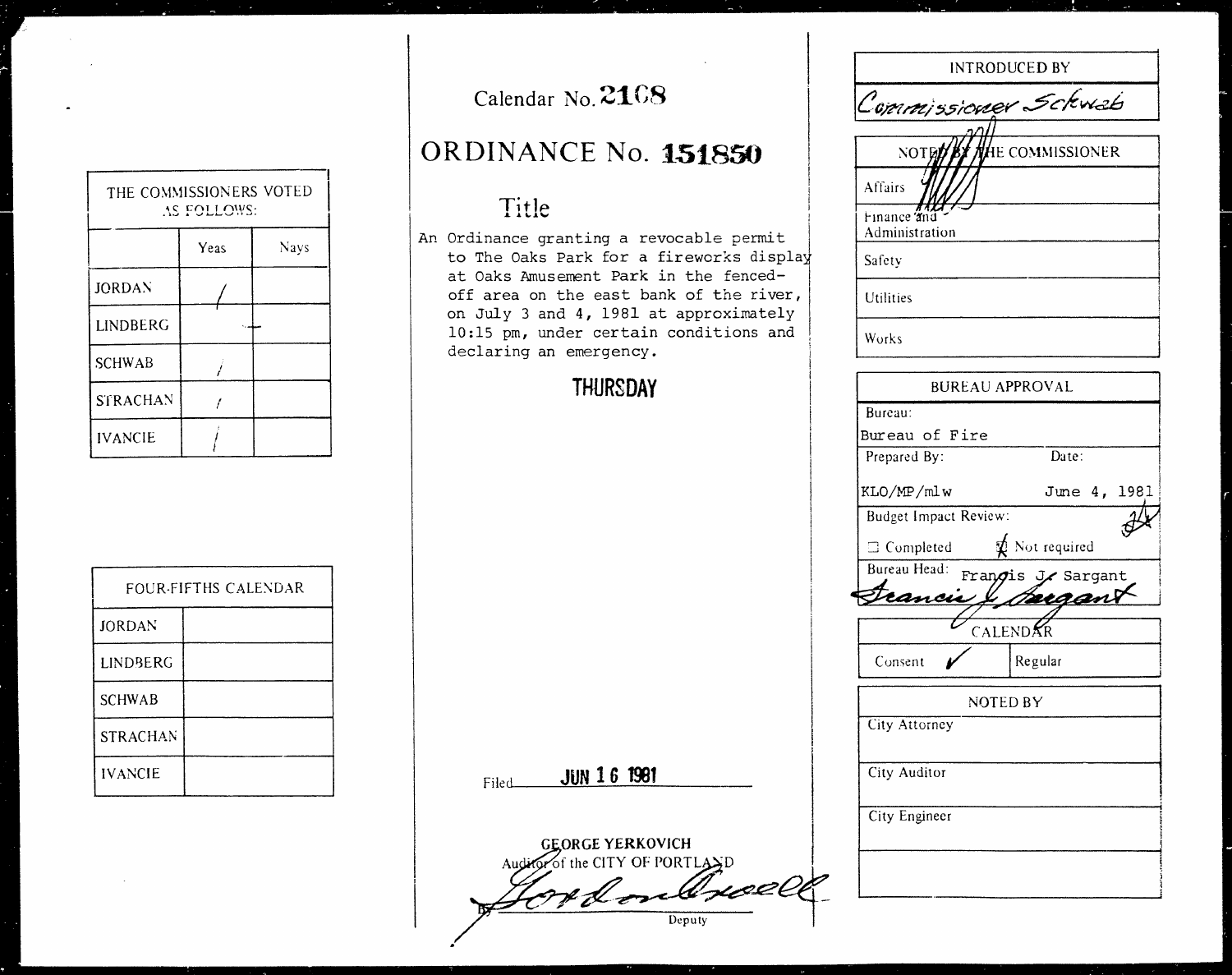Calendar No. 2168

# ORDINANCE No. 151850

## Title

An Ordinance granting a revocable permit to The Oaks Park for a fireworks display at Oaks Amusement Park in the fenced-off area on the east bank of the river, on July 3 and 4, 1981 at approximately 10:15 pm, under certain conditions and declaring an emergency.

**THURSDAY**

Filed JUN 16 1981

GEORGE YERKOVICH
Auditor of the CITY OF PORTLAND

By *Gordon Oxsell*
Deputy

| THE COMMISSIONERS VOTED AS FOLLOWS: | Yeas | Nays |
|---|---|---|
| JORDAN | / | |
| LINDBERG | | — |
| SCHWAB | / | |
| STRACHAN | / | |
| IVANCIE | / | |

| FOUR-FIFTHS CALENDAR | |
|---|---|
| JORDAN | |
| LINDBERG | |
| SCHWAB | |
| STRACHAN | |
| IVANCIE | |

| INTRODUCED BY |
|---|
| *Commissioner Schwab* |

| NOTED BY THE COMMISSIONER |
|---|
| Affairs |
| Finance and Administration |
| Safety |
| Utilities |
| Works |

| BUREAU APPROVAL | |
|---|---|
| Bureau: Bureau of Fire | |
| Prepared By: KLO/MP/mlw | Date: June 4, 1981 |
| Budget Impact Review: ☐ Completed | ☒ Not required |
| Bureau Head: Francis J. Sargant | |

| CALENDAR | |
|---|---|
| Consent ✓ | Regular |

| NOTED BY |
|---|
| City Attorney |
| City Auditor |
| City Engineer |
| |